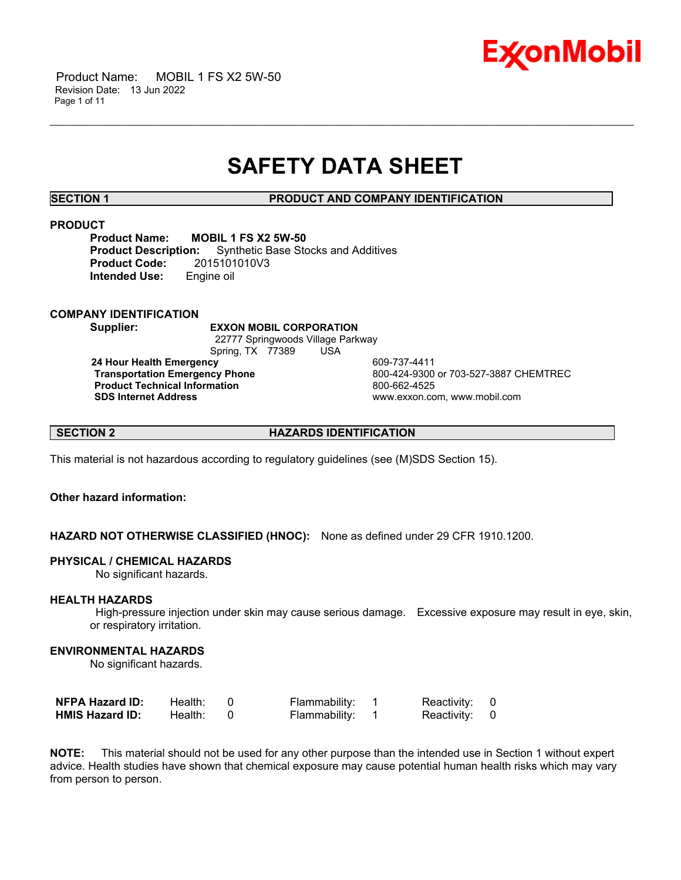# SAFETY DATA SHEET

## SECTION 1 PRODUCT AND COMPANY IDENTIFICATION

### PRODUCT

**Product Name:** **MOBIL 1 FS X2 5W-50**
**Product Description:** Synthetic Base Stocks and Additives
**Product Code:** 2015101010V3
**Intended Use:** Engine oil

### COMPANY IDENTIFICATION

**Supplier:** **EXXON MOBIL CORPORATION**
22777 Springwoods Village Parkway
Spring, TX 77389 USA

| | |
|---|---|
| **24 Hour Health Emergency** | 609-737-4411 |
| **Transportation Emergency Phone** | 800-424-9300 or 703-527-3887 CHEMTREC |
| **Product Technical Information** | 800-662-4525 |
| **SDS Internet Address** | www.exxon.com, www.mobil.com |

## SECTION 2 HAZARDS IDENTIFICATION

This material is not hazardous according to regulatory guidelines (see (M)SDS Section 15).

**Other hazard information:**

**HAZARD NOT OTHERWISE CLASSIFIED (HNOC):** None as defined under 29 CFR 1910.1200.

**PHYSICAL / CHEMICAL HAZARDS**

No significant hazards.

**HEALTH HAZARDS**

High-pressure injection under skin may cause serious damage. Excessive exposure may result in eye, skin, or respiratory irritation.

**ENVIRONMENTAL HAZARDS**

No significant hazards.

| | | | | | | |
|---|---|---|---|---|---|---|
| **NFPA Hazard ID:** | Health: | 0 | Flammability: | 1 | Reactivity: | 0 |
| **HMIS Hazard ID:** | Health: | 0 | Flammability: | 1 | Reactivity: | 0 |

**NOTE:** This material should not be used for any other purpose than the intended use in Section 1 without expert advice. Health studies have shown that chemical exposure may cause potential human health risks which may vary from person to person.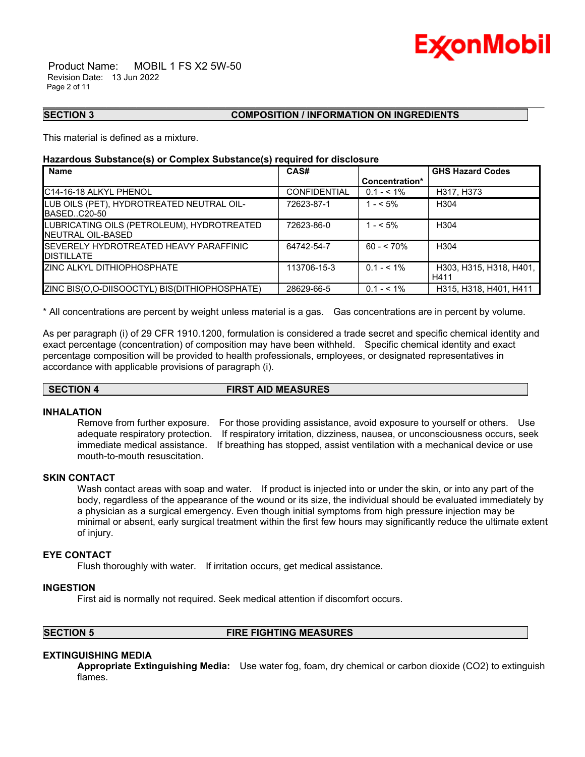## SECTION 3 COMPOSITION / INFORMATION ON INGREDIENTS

This material is defined as a mixture.

**Hazardous Substance(s) or Complex Substance(s) required for disclosure**

| Name | CAS# | Concentration* | GHS Hazard Codes |
|---|---|---|---|
| C14-16-18 ALKYL PHENOL | CONFIDENTIAL | 0.1 - < 1% | H317, H373 |
| LUB OILS (PET), HYDROTREATED NEUTRAL OIL-BASED..C20-50 | 72623-87-1 | 1 - < 5% | H304 |
| LUBRICATING OILS (PETROLEUM), HYDROTREATED NEUTRAL OIL-BASED | 72623-86-0 | 1 - < 5% | H304 |
| SEVERELY HYDROTREATED HEAVY PARAFFINIC DISTILLATE | 64742-54-7 | 60 - < 70% | H304 |
| ZINC ALKYL DITHIOPHOSPHATE | 113706-15-3 | 0.1 - < 1% | H303, H315, H318, H401, H411 |
| ZINC BIS(O,O-DIISOOCTYL) BIS(DITHIOPHOSPHATE) | 28629-66-5 | 0.1 - < 1% | H315, H318, H401, H411 |

* All concentrations are percent by weight unless material is a gas. Gas concentrations are in percent by volume.

As per paragraph (i) of 29 CFR 1910.1200, formulation is considered a trade secret and specific chemical identity and exact percentage (concentration) of composition may have been withheld. Specific chemical identity and exact percentage composition will be provided to health professionals, employees, or designated representatives in accordance with applicable provisions of paragraph (i).

## SECTION 4 FIRST AID MEASURES

### INHALATION

Remove from further exposure. For those providing assistance, avoid exposure to yourself or others. Use adequate respiratory protection. If respiratory irritation, dizziness, nausea, or unconsciousness occurs, seek immediate medical assistance. If breathing has stopped, assist ventilation with a mechanical device or use mouth-to-mouth resuscitation.

### SKIN CONTACT

Wash contact areas with soap and water. If product is injected into or under the skin, or into any part of the body, regardless of the appearance of the wound or its size, the individual should be evaluated immediately by a physician as a surgical emergency. Even though initial symptoms from high pressure injection may be minimal or absent, early surgical treatment within the first few hours may significantly reduce the ultimate extent of injury.

### EYE CONTACT

Flush thoroughly with water. If irritation occurs, get medical assistance.

### INGESTION

First aid is normally not required. Seek medical attention if discomfort occurs.

## SECTION 5 FIRE FIGHTING MEASURES

### EXTINGUISHING MEDIA

**Appropriate Extinguishing Media:** Use water fog, foam, dry chemical or carbon dioxide ($CO_2$) to extinguish flames.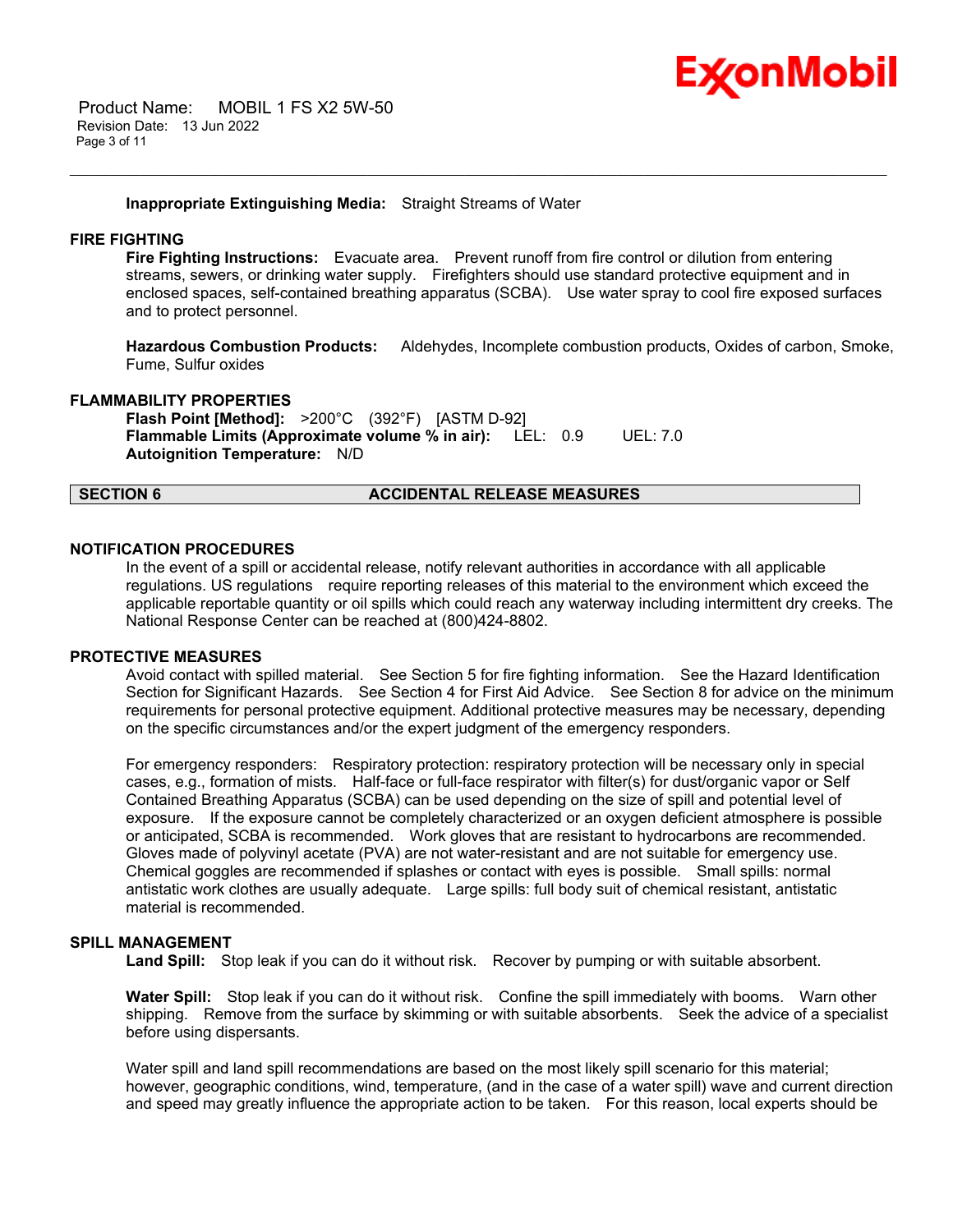**Inappropriate Extinguishing Media:** Straight Streams of Water

## FIRE FIGHTING

**Fire Fighting Instructions:** Evacuate area. Prevent runoff from fire control or dilution from entering streams, sewers, or drinking water supply. Firefighters should use standard protective equipment and in enclosed spaces, self-contained breathing apparatus (SCBA). Use water spray to cool fire exposed surfaces and to protect personnel.

**Hazardous Combustion Products:** Aldehydes, Incomplete combustion products, Oxides of carbon, Smoke, Fume, Sulfur oxides

## FLAMMABILITY PROPERTIES

**Flash Point [Method]:** >200°C (392°F) [ASTM D-92]
**Flammable Limits (Approximate volume % in air):** LEL: 0.9 UEL: 7.0
**Autoignition Temperature:** N/D

## SECTION 6 ACCIDENTAL RELEASE MEASURES

## NOTIFICATION PROCEDURES

In the event of a spill or accidental release, notify relevant authorities in accordance with all applicable regulations. US regulations require reporting releases of this material to the environment which exceed the applicable reportable quantity or oil spills which could reach any waterway including intermittent dry creeks. The National Response Center can be reached at (800)424-8802.

## PROTECTIVE MEASURES

Avoid contact with spilled material. See Section 5 for fire fighting information. See the Hazard Identification Section for Significant Hazards. See Section 4 for First Aid Advice. See Section 8 for advice on the minimum requirements for personal protective equipment. Additional protective measures may be necessary, depending on the specific circumstances and/or the expert judgment of the emergency responders.

For emergency responders: Respiratory protection: respiratory protection will be necessary only in special cases, e.g., formation of mists. Half-face or full-face respirator with filter(s) for dust/organic vapor or Self Contained Breathing Apparatus (SCBA) can be used depending on the size of spill and potential level of exposure. If the exposure cannot be completely characterized or an oxygen deficient atmosphere is possible or anticipated, SCBA is recommended. Work gloves that are resistant to hydrocarbons are recommended. Gloves made of polyvinyl acetate (PVA) are not water-resistant and are not suitable for emergency use. Chemical goggles are recommended if splashes or contact with eyes is possible. Small spills: normal antistatic work clothes are usually adequate. Large spills: full body suit of chemical resistant, antistatic material is recommended.

## SPILL MANAGEMENT

**Land Spill:** Stop leak if you can do it without risk. Recover by pumping or with suitable absorbent.

**Water Spill:** Stop leak if you can do it without risk. Confine the spill immediately with booms. Warn other shipping. Remove from the surface by skimming or with suitable absorbents. Seek the advice of a specialist before using dispersants.

Water spill and land spill recommendations are based on the most likely spill scenario for this material; however, geographic conditions, wind, temperature, (and in the case of a water spill) wave and current direction and speed may greatly influence the appropriate action to be taken. For this reason, local experts should be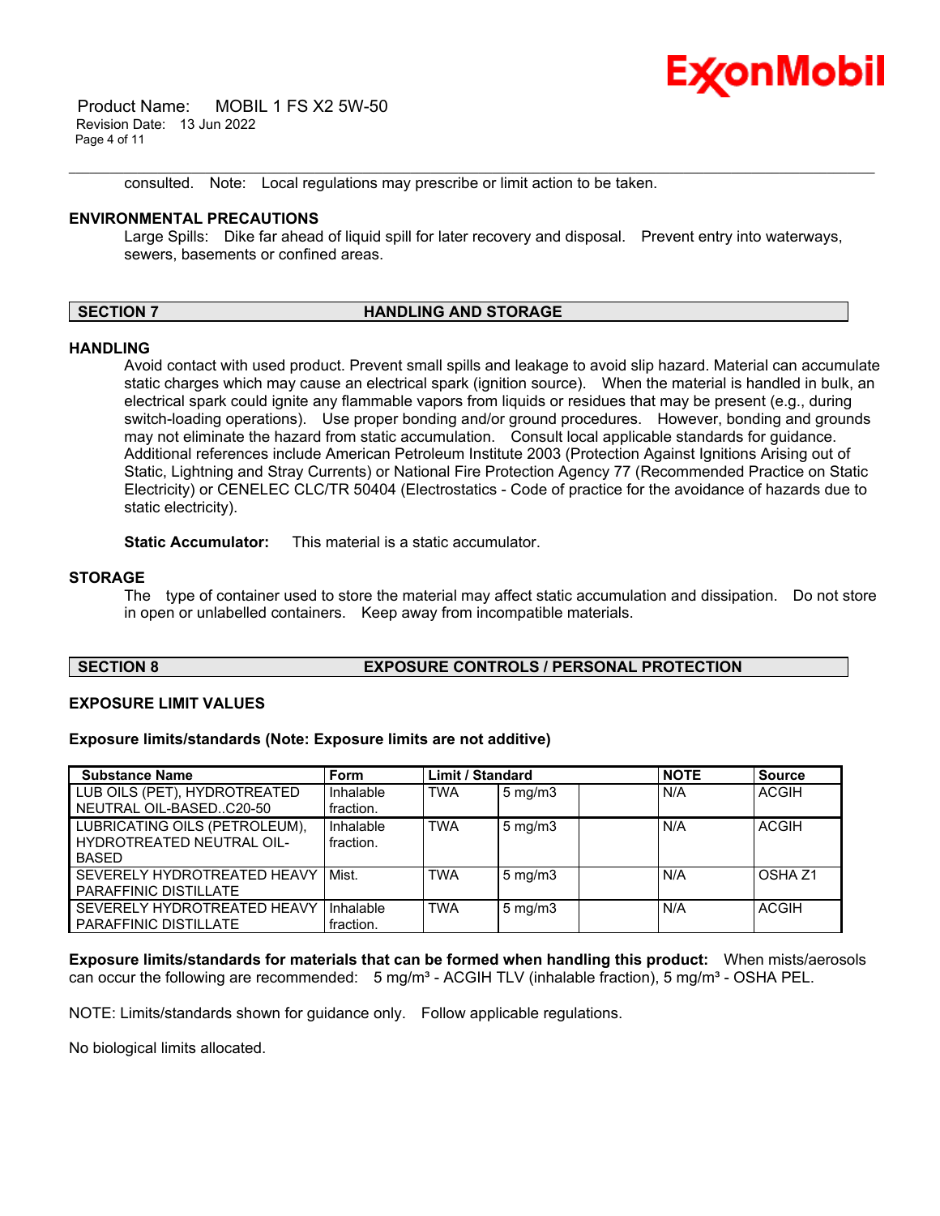consulted. Note: Local regulations may prescribe or limit action to be taken.

**ENVIRONMENTAL PRECAUTIONS**

Large Spills: Dike far ahead of liquid spill for later recovery and disposal. Prevent entry into waterways, sewers, basements or confined areas.

## SECTION 7 HANDLING AND STORAGE

**HANDLING**

Avoid contact with used product. Prevent small spills and leakage to avoid slip hazard. Material can accumulate static charges which may cause an electrical spark (ignition source). When the material is handled in bulk, an electrical spark could ignite any flammable vapors from liquids or residues that may be present (e.g., during switch-loading operations). Use proper bonding and/or ground procedures. However, bonding and grounds may not eliminate the hazard from static accumulation. Consult local applicable standards for guidance. Additional references include American Petroleum Institute 2003 (Protection Against Ignitions Arising out of Static, Lightning and Stray Currents) or National Fire Protection Agency 77 (Recommended Practice on Static Electricity) or CENELEC CLC/TR 50404 (Electrostatics - Code of practice for the avoidance of hazards due to static electricity).

**Static Accumulator:** This material is a static accumulator.

**STORAGE**

The type of container used to store the material may affect static accumulation and dissipation. Do not store in open or unlabelled containers. Keep away from incompatible materials.

## SECTION 8 EXPOSURE CONTROLS / PERSONAL PROTECTION

**EXPOSURE LIMIT VALUES**

**Exposure limits/standards (Note: Exposure limits are not additive)**

| Substance Name | Form | Limit / Standard | | | NOTE | Source |
|---|---|---|---|---|---|---|
| LUB OILS (PET), HYDROTREATED NEUTRAL OIL-BASED..C20-50 | Inhalable fraction. | TWA | 5 mg/m3 | | N/A | ACGIH |
| LUBRICATING OILS (PETROLEUM), HYDROTREATED NEUTRAL OIL-BASED | Inhalable fraction. | TWA | 5 mg/m3 | | N/A | ACGIH |
| SEVERELY HYDROTREATED HEAVY PARAFFINIC DISTILLATE | Mist. | TWA | 5 mg/m3 | | N/A | OSHA Z1 |
| SEVERELY HYDROTREATED HEAVY PARAFFINIC DISTILLATE | Inhalable fraction. | TWA | 5 mg/m3 | | N/A | ACGIH |

**Exposure limits/standards for materials that can be formed when handling this product:** When mists/aerosols can occur the following are recommended: 5 mg/m³ - ACGIH TLV (inhalable fraction), 5 mg/m³ - OSHA PEL.

NOTE: Limits/standards shown for guidance only. Follow applicable regulations.

No biological limits allocated.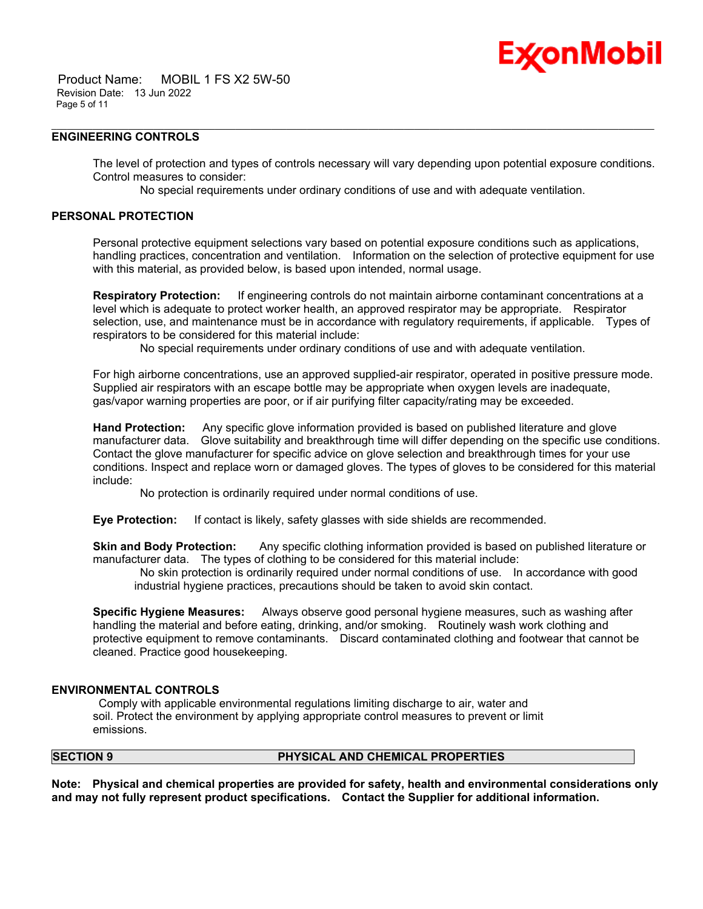### ENGINEERING CONTROLS

The level of protection and types of controls necessary will vary depending upon potential exposure conditions. Control measures to consider:

No special requirements under ordinary conditions of use and with adequate ventilation.

### PERSONAL PROTECTION

Personal protective equipment selections vary based on potential exposure conditions such as applications, handling practices, concentration and ventilation. Information on the selection of protective equipment for use with this material, as provided below, is based upon intended, normal usage.

**Respiratory Protection:** If engineering controls do not maintain airborne contaminant concentrations at a level which is adequate to protect worker health, an approved respirator may be appropriate. Respirator selection, use, and maintenance must be in accordance with regulatory requirements, if applicable. Types of respirators to be considered for this material include:

No special requirements under ordinary conditions of use and with adequate ventilation.

For high airborne concentrations, use an approved supplied-air respirator, operated in positive pressure mode. Supplied air respirators with an escape bottle may be appropriate when oxygen levels are inadequate, gas/vapor warning properties are poor, or if air purifying filter capacity/rating may be exceeded.

**Hand Protection:** Any specific glove information provided is based on published literature and glove manufacturer data. Glove suitability and breakthrough time will differ depending on the specific use conditions. Contact the glove manufacturer for specific advice on glove selection and breakthrough times for your use conditions. Inspect and replace worn or damaged gloves. The types of gloves to be considered for this material include:

No protection is ordinarily required under normal conditions of use.

**Eye Protection:** If contact is likely, safety glasses with side shields are recommended.

**Skin and Body Protection:** Any specific clothing information provided is based on published literature or manufacturer data. The types of clothing to be considered for this material include:

No skin protection is ordinarily required under normal conditions of use. In accordance with good industrial hygiene practices, precautions should be taken to avoid skin contact.

**Specific Hygiene Measures:** Always observe good personal hygiene measures, such as washing after handling the material and before eating, drinking, and/or smoking. Routinely wash work clothing and protective equipment to remove contaminants. Discard contaminated clothing and footwear that cannot be cleaned. Practice good housekeeping.

### ENVIRONMENTAL CONTROLS

Comply with applicable environmental regulations limiting discharge to air, water and soil. Protect the environment by applying appropriate control measures to prevent or limit emissions.

## SECTION 9 PHYSICAL AND CHEMICAL PROPERTIES

**Note: Physical and chemical properties are provided for safety, health and environmental considerations only and may not fully represent product specifications. Contact the Supplier for additional information.**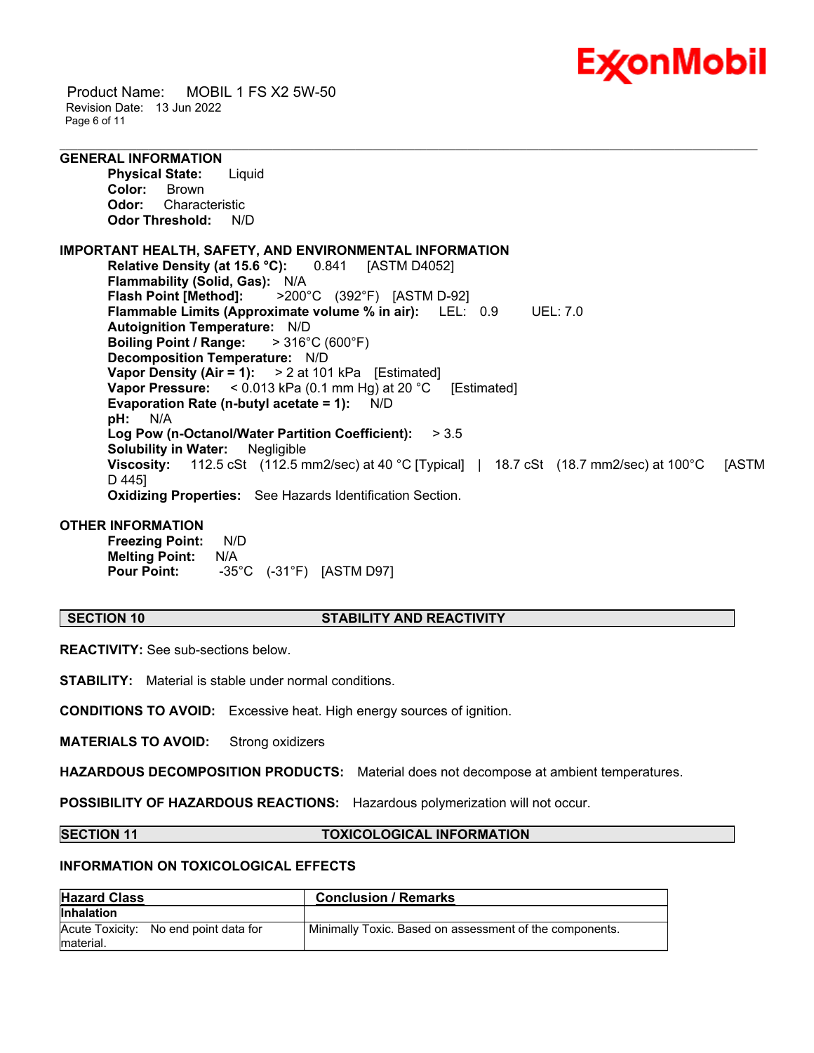### GENERAL INFORMATION

**Physical State:** Liquid
**Color:** Brown
**Odor:** Characteristic
**Odor Threshold:** N/D

### IMPORTANT HEALTH, SAFETY, AND ENVIRONMENTAL INFORMATION

**Relative Density (at 15.6 °C):** 0.841 [ASTM D4052]
**Flammability (Solid, Gas):** N/A
**Flash Point [Method]:** >200°C (392°F) [ASTM D-92]
**Flammable Limits (Approximate volume % in air):** LEL: 0.9 UEL: 7.0
**Autoignition Temperature:** N/D
**Boiling Point / Range:** > 316°C (600°F)
**Decomposition Temperature:** N/D
**Vapor Density (Air = 1):** > 2 at 101 kPa [Estimated]
**Vapor Pressure:** < 0.013 kPa (0.1 mm Hg) at 20 °C [Estimated]
**Evaporation Rate (n-butyl acetate = 1):** N/D
**pH:** N/A
**Log Pow (n-Octanol/Water Partition Coefficient):** > 3.5
**Solubility in Water:** Negligible
**Viscosity:** 112.5 cSt (112.5 mm2/sec) at 40 °C [Typical] | 18.7 cSt (18.7 mm2/sec) at 100°C [ASTM D 445]
**Oxidizing Properties:** See Hazards Identification Section.

### OTHER INFORMATION

**Freezing Point:** N/D
**Melting Point:** N/A
**Pour Point:** -35°C (-31°F) [ASTM D97]

## SECTION 10 STABILITY AND REACTIVITY

**REACTIVITY:** See sub-sections below.

**STABILITY:** Material is stable under normal conditions.

**CONDITIONS TO AVOID:** Excessive heat. High energy sources of ignition.

**MATERIALS TO AVOID:** Strong oxidizers

**HAZARDOUS DECOMPOSITION PRODUCTS:** Material does not decompose at ambient temperatures.

**POSSIBILITY OF HAZARDOUS REACTIONS:** Hazardous polymerization will not occur.

## SECTION 11 TOXICOLOGICAL INFORMATION

### INFORMATION ON TOXICOLOGICAL EFFECTS

| Hazard Class | Conclusion / Remarks |
|---|---|
| **Inhalation** | |
| Acute Toxicity: No end point data for material. | Minimally Toxic. Based on assessment of the components. |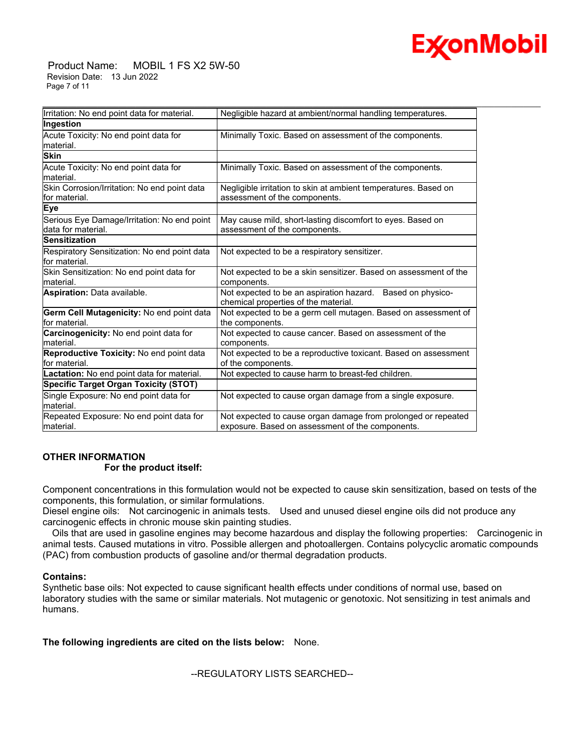| | |
|---|---|
| Irritation: No end point data for material. | Negligible hazard at ambient/normal handling temperatures. |
| **Ingestion** | |
| Acute Toxicity: No end point data for material. | Minimally Toxic. Based on assessment of the components. |
| **Skin** | |
| Acute Toxicity: No end point data for material. | Minimally Toxic. Based on assessment of the components. |
| Skin Corrosion/Irritation: No end point data for material. | Negligible irritation to skin at ambient temperatures. Based on assessment of the components. |
| **Eye** | |
| Serious Eye Damage/Irritation: No end point data for material. | May cause mild, short-lasting discomfort to eyes. Based on assessment of the components. |
| **Sensitization** | |
| Respiratory Sensitization: No end point data for material. | Not expected to be a respiratory sensitizer. |
| Skin Sensitization: No end point data for material. | Not expected to be a skin sensitizer. Based on assessment of the components. |
| **Aspiration:** Data available. | Not expected to be an aspiration hazard. Based on physico-chemical properties of the material. |
| **Germ Cell Mutagenicity:** No end point data for material. | Not expected to be a germ cell mutagen. Based on assessment of the components. |
| **Carcinogenicity:** No end point data for material. | Not expected to cause cancer. Based on assessment of the components. |
| **Reproductive Toxicity:** No end point data for material. | Not expected to be a reproductive toxicant. Based on assessment of the components. |
| **Lactation:** No end point data for material. | Not expected to cause harm to breast-fed children. |
| **Specific Target Organ Toxicity (STOT)** | |
| Single Exposure: No end point data for material. | Not expected to cause organ damage from a single exposure. |
| Repeated Exposure: No end point data for material. | Not expected to cause organ damage from prolonged or repeated exposure. Based on assessment of the components. |

**OTHER INFORMATION**

**For the product itself:**

Component concentrations in this formulation would not be expected to cause skin sensitization, based on tests of the components, this formulation, or similar formulations.

Diesel engine oils: Not carcinogenic in animals tests. Used and unused diesel engine oils did not produce any carcinogenic effects in chronic mouse skin painting studies.

Oils that are used in gasoline engines may become hazardous and display the following properties: Carcinogenic in animal tests. Caused mutations in vitro. Possible allergen and photoallergen. Contains polycyclic aromatic compounds (PAC) from combustion products of gasoline and/or thermal degradation products.

**Contains:**

Synthetic base oils: Not expected to cause significant health effects under conditions of normal use, based on laboratory studies with the same or similar materials. Not mutagenic or genotoxic. Not sensitizing in test animals and humans.

**The following ingredients are cited on the lists below:** None.

--REGULATORY LISTS SEARCHED--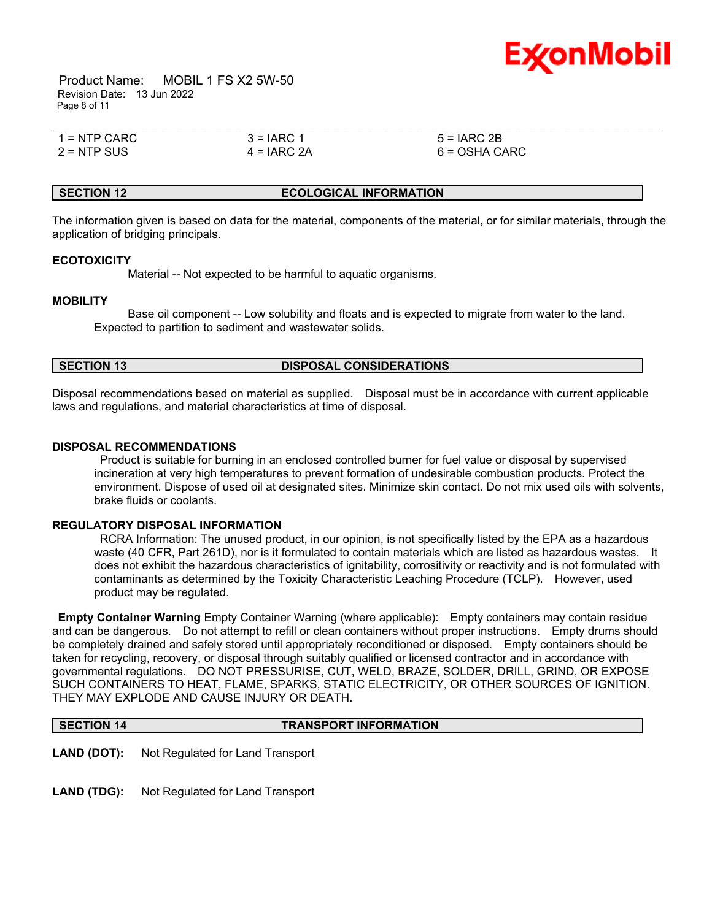| 1 = NTP CARC | 3 = IARC 1 | 5 = IARC 2B |
| --- | --- | --- |
| 2 = NTP SUS | 4 = IARC 2A | 6 = OSHA CARC |

## SECTION 12 ECOLOGICAL INFORMATION

The information given is based on data for the material, components of the material, or for similar materials, through the application of bridging principals.

### ECOTOXICITY

Material -- Not expected to be harmful to aquatic organisms.

### MOBILITY

Base oil component -- Low solubility and floats and is expected to migrate from water to the land. Expected to partition to sediment and wastewater solids.

## SECTION 13 DISPOSAL CONSIDERATIONS

Disposal recommendations based on material as supplied. Disposal must be in accordance with current applicable laws and regulations, and material characteristics at time of disposal.

### DISPOSAL RECOMMENDATIONS

Product is suitable for burning in an enclosed controlled burner for fuel value or disposal by supervised incineration at very high temperatures to prevent formation of undesirable combustion products. Protect the environment. Dispose of used oil at designated sites. Minimize skin contact. Do not mix used oils with solvents, brake fluids or coolants.

### REGULATORY DISPOSAL INFORMATION

RCRA Information: The unused product, in our opinion, is not specifically listed by the EPA as a hazardous waste (40 CFR, Part 261D), nor is it formulated to contain materials which are listed as hazardous wastes. It does not exhibit the hazardous characteristics of ignitability, corrositivity or reactivity and is not formulated with contaminants as determined by the Toxicity Characteristic Leaching Procedure (TCLP). However, used product may be regulated.

**Empty Container Warning** Empty Container Warning (where applicable): Empty containers may contain residue and can be dangerous. Do not attempt to refill or clean containers without proper instructions. Empty drums should be completely drained and safely stored until appropriately reconditioned or disposed. Empty containers should be taken for recycling, recovery, or disposal through suitably qualified or licensed contractor and in accordance with governmental regulations. DO NOT PRESSURISE, CUT, WELD, BRAZE, SOLDER, DRILL, GRIND, OR EXPOSE SUCH CONTAINERS TO HEAT, FLAME, SPARKS, STATIC ELECTRICITY, OR OTHER SOURCES OF IGNITION. THEY MAY EXPLODE AND CAUSE INJURY OR DEATH.

## SECTION 14 TRANSPORT INFORMATION

**LAND (DOT):** Not Regulated for Land Transport

**LAND (TDG):** Not Regulated for Land Transport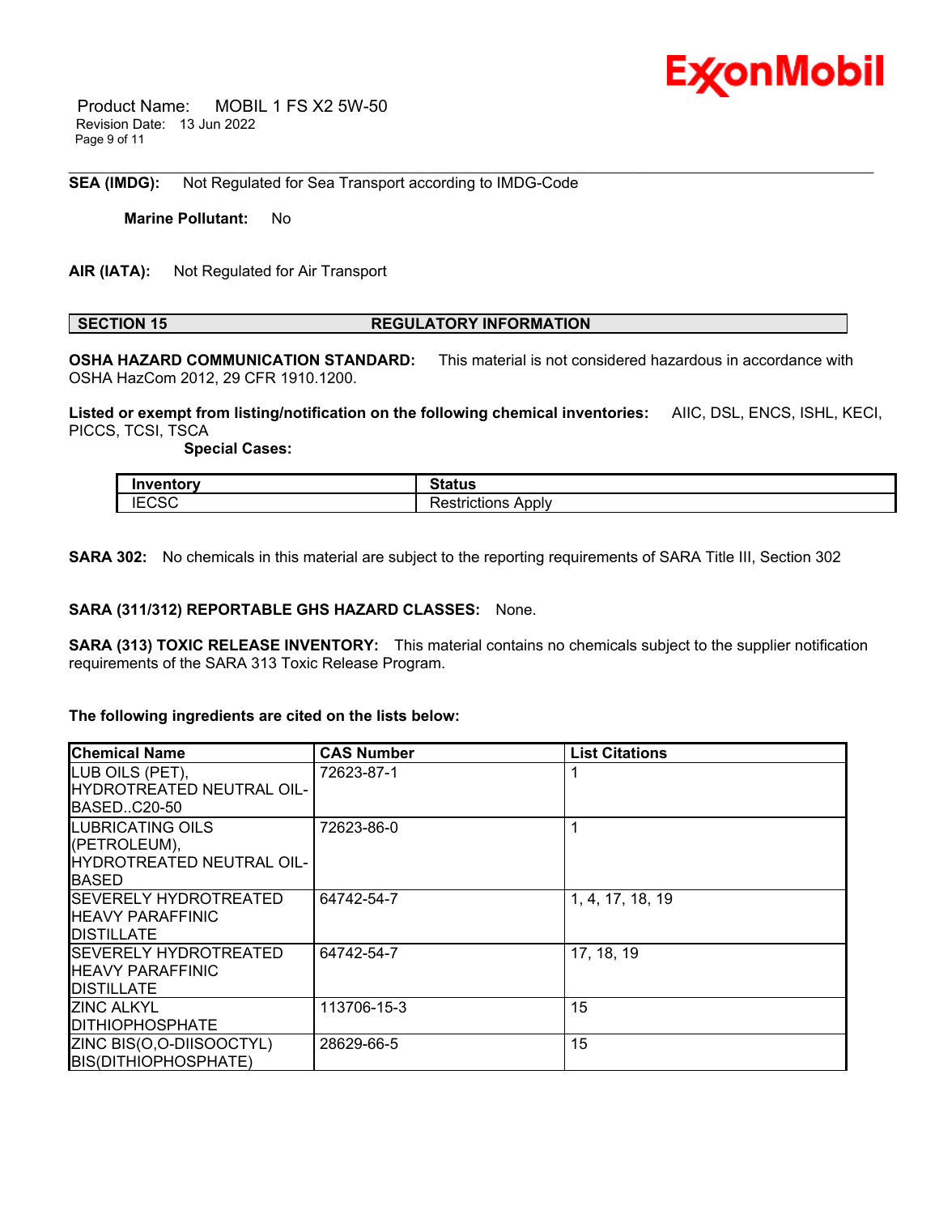**SEA (IMDG):** Not Regulated for Sea Transport according to IMDG-Code

**Marine Pollutant:** No

**AIR (IATA):** Not Regulated for Air Transport

## SECTION 15 REGULATORY INFORMATION

**OSHA HAZARD COMMUNICATION STANDARD:** This material is not considered hazardous in accordance with OSHA HazCom 2012, 29 CFR 1910.1200.

**Listed or exempt from listing/notification on the following chemical inventories:** AIIC, DSL, ENCS, ISHL, KECI, PICCS, TCSI, TSCA

**Special Cases:**

| Inventory | Status |
|---|---|
| IECSC | Restrictions Apply |

**SARA 302:** No chemicals in this material are subject to the reporting requirements of SARA Title III, Section 302

**SARA (311/312) REPORTABLE GHS HAZARD CLASSES:** None.

**SARA (313) TOXIC RELEASE INVENTORY:** This material contains no chemicals subject to the supplier notification requirements of the SARA 313 Toxic Release Program.

**The following ingredients are cited on the lists below:**

| Chemical Name | CAS Number | List Citations |
|---|---|---|
| LUB OILS (PET), HYDROTREATED NEUTRAL OIL-BASED..C20-50 | 72623-87-1 | 1 |
| LUBRICATING OILS (PETROLEUM), HYDROTREATED NEUTRAL OIL-BASED | 72623-86-0 | 1 |
| SEVERELY HYDROTREATED HEAVY PARAFFINIC DISTILLATE | 64742-54-7 | 1, 4, 17, 18, 19 |
| SEVERELY HYDROTREATED HEAVY PARAFFINIC DISTILLATE | 64742-54-7 | 17, 18, 19 |
| ZINC ALKYL DITHIOPHOSPHATE | 113706-15-3 | 15 |
| ZINC BIS(O,O-DIISOOCTYL) BIS(DITHIOPHOSPHATE) | 28629-66-5 | 15 |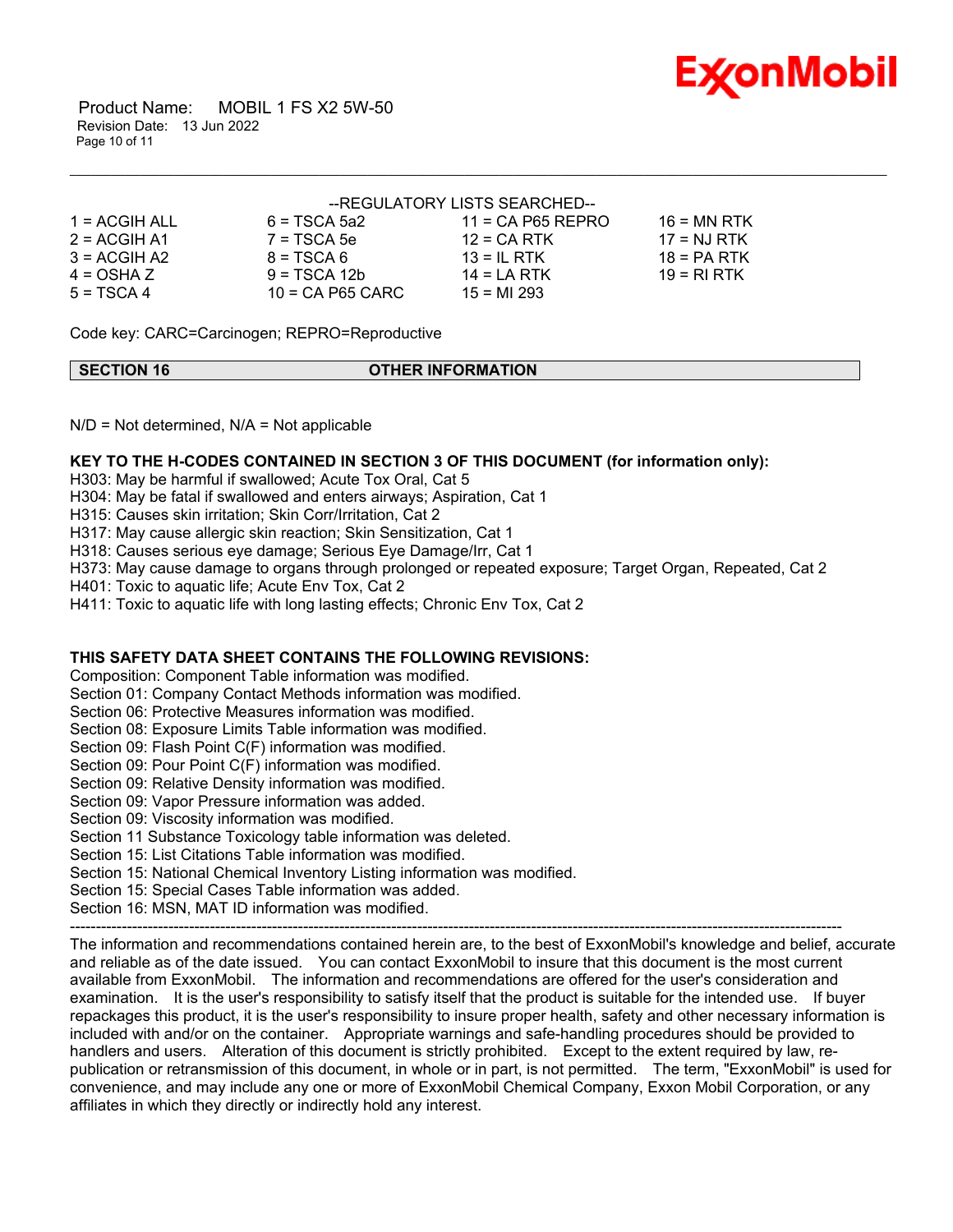--REGULATORY LISTS SEARCHED--

| | | | |
|---|---|---|---|
| 1 = ACGIH ALL | 6 = TSCA 5a2 | 11 = CA P65 REPRO | 16 = MN RTK |
| 2 = ACGIH A1 | 7 = TSCA 5e | 12 = CA RTK | 17 = NJ RTK |
| 3 = ACGIH A2 | 8 = TSCA 6 | 13 = IL RTK | 18 = PA RTK |
| 4 = OSHA Z | 9 = TSCA 12b | 14 = LA RTK | 19 = RI RTK |
| 5 = TSCA 4 | 10 = CA P65 CARC | 15 = MI 293 | |

Code key: CARC=Carcinogen; REPRO=Reproductive

## SECTION 16 OTHER INFORMATION

N/D = Not determined, N/A = Not applicable

**KEY TO THE H-CODES CONTAINED IN SECTION 3 OF THIS DOCUMENT (for information only):**

H303: May be harmful if swallowed; Acute Tox Oral, Cat 5
H304: May be fatal if swallowed and enters airways; Aspiration, Cat 1
H315: Causes skin irritation; Skin Corr/Irritation, Cat 2
H317: May cause allergic skin reaction; Skin Sensitization, Cat 1
H318: Causes serious eye damage; Serious Eye Damage/Irr, Cat 1
H373: May cause damage to organs through prolonged or repeated exposure; Target Organ, Repeated, Cat 2
H401: Toxic to aquatic life; Acute Env Tox, Cat 2
H411: Toxic to aquatic life with long lasting effects; Chronic Env Tox, Cat 2

**THIS SAFETY DATA SHEET CONTAINS THE FOLLOWING REVISIONS:**

Composition: Component Table information was modified.
Section 01: Company Contact Methods information was modified.
Section 06: Protective Measures information was modified.
Section 08: Exposure Limits Table information was modified.
Section 09: Flash Point C(F) information was modified.
Section 09: Pour Point C(F) information was modified.
Section 09: Relative Density information was modified.
Section 09: Vapor Pressure information was added.
Section 09: Viscosity information was modified.
Section 11 Substance Toxicology table information was deleted.
Section 15: List Citations Table information was modified.
Section 15: National Chemical Inventory Listing information was modified.
Section 15: Special Cases Table information was added.
Section 16: MSN, MAT ID information was modified.

---

The information and recommendations contained herein are, to the best of ExxonMobil's knowledge and belief, accurate and reliable as of the date issued. You can contact ExxonMobil to insure that this document is the most current available from ExxonMobil. The information and recommendations are offered for the user's consideration and examination. It is the user's responsibility to satisfy itself that the product is suitable for the intended use. If buyer repackages this product, it is the user's responsibility to insure proper health, safety and other necessary information is included with and/or on the container. Appropriate warnings and safe-handling procedures should be provided to handlers and users. Alteration of this document is strictly prohibited. Except to the extent required by law, re-publication or retransmission of this document, in whole or in part, is not permitted. The term, "ExxonMobil" is used for convenience, and may include any one or more of ExxonMobil Chemical Company, Exxon Mobil Corporation, or any affiliates in which they directly or indirectly hold any interest.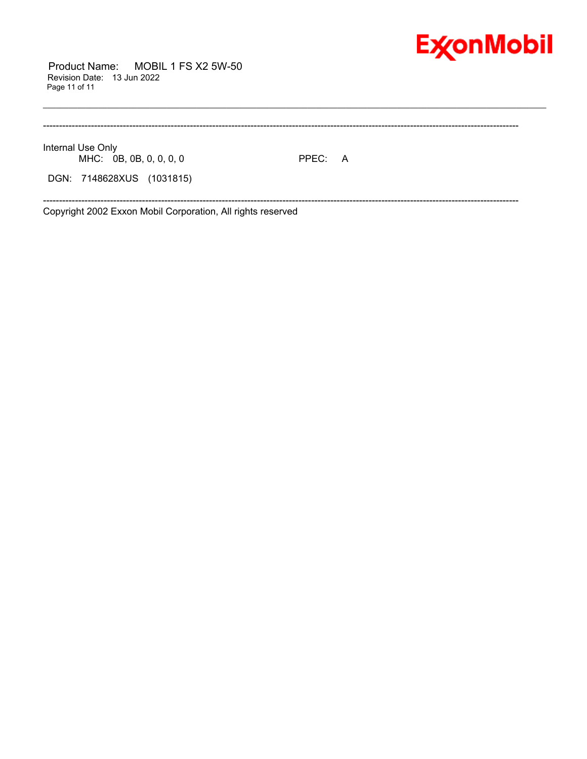---

Internal Use Only
MHC: 0B, 0B, 0, 0, 0, 0 PPEC: A

DGN: 7148628XUS (1031815)

---

Copyright 2002 Exxon Mobil Corporation, All rights reserved